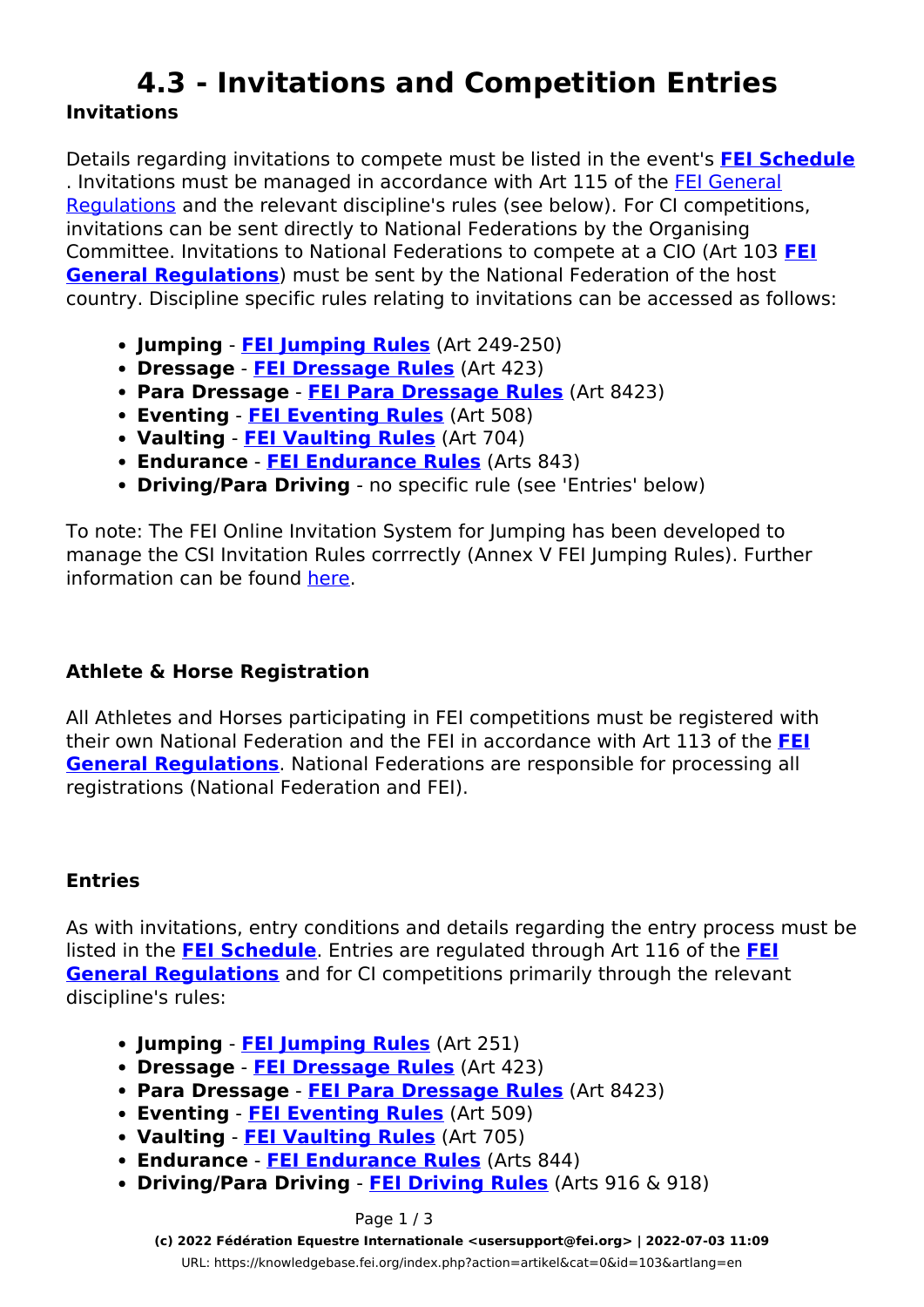# 4.3 - Invitations and Competition Entries

### Invitations

Details regarding invitations to compete must be listed in the event's **FEI Schedule**. Invitations must be managed in accordance with Art 115 of the FEI General Regulations and the relevant discipline's rules (see below). For CI competitions, invitations can be sent directly to National Federations by the Organising Committee. Invitations to National Federations to compete at a CIO (Art 103 **FEI General Regulations**) must be sent by the National Federation of the host country. Discipline specific rules relating to invitations can be accessed as follows:

- **Jumping** - **FEI Jumping Rules** (Art 249-250)
- **Dressage** - **FEI Dressage Rules** (Art 423)
- **Para Dressage** - **FEI Para Dressage Rules** (Art 8423)
- **Eventing** - **FEI Eventing Rules** (Art 508)
- **Vaulting** - **FEI Vaulting Rules** (Art 704)
- **Endurance** - **FEI Endurance Rules** (Arts 843)
- **Driving/Para Driving** - no specific rule (see 'Entries' below)

To note: The FEI Online Invitation System for Jumping has been developed to manage the CSI Invitation Rules corrrectly (Annex V FEI Jumping Rules). Further information can be found here.

### Athlete & Horse Registration

All Athletes and Horses participating in FEI competitions must be registered with their own National Federation and the FEI in accordance with Art 113 of the **FEI General Regulations**. National Federations are responsible for processing all registrations (National Federation and FEI).

### Entries

As with invitations, entry conditions and details regarding the entry process must be listed in the **FEI Schedule**. Entries are regulated through Art 116 of the **FEI General Regulations** and for CI competitions primarily through the relevant discipline's rules:

- **Jumping** - **FEI Jumping Rules** (Art 251)
- **Dressage** - **FEI Dressage Rules** (Art 423)
- **Para Dressage** - **FEI Para Dressage Rules** (Art 8423)
- **Eventing** - **FEI Eventing Rules** (Art 509)
- **Vaulting** - **FEI Vaulting Rules** (Art 705)
- **Endurance** - **FEI Endurance Rules** (Arts 844)
- **Driving/Para Driving** - **FEI Driving Rules** (Arts 916 & 918)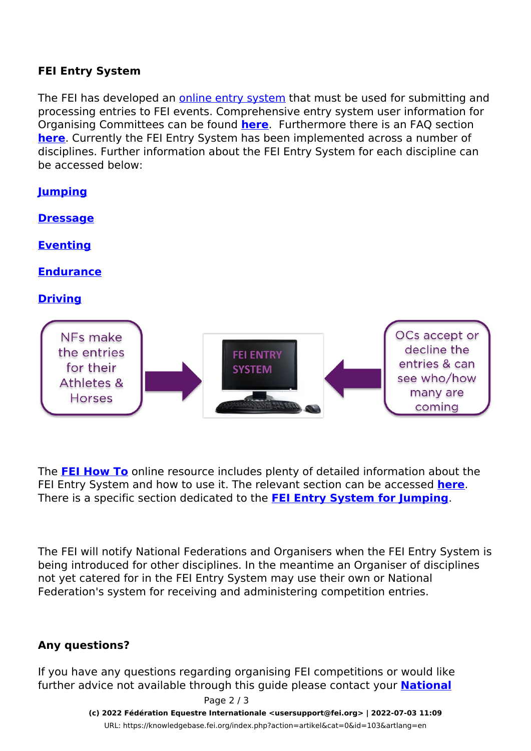**FEI Entry System**

The FEI has developed an online entry system that must be used for submitting and processing entries to FEI events. Comprehensive entry system user information for Organising Committees can be found **here**. Furthermore there is an FAQ section **here**. Currently the FEI Entry System has been implemented across a number of disciplines. Further information about the FEI Entry System for each discipline can be accessed below:

**Jumping**

**Dressage**

**Eventing**

**Endurance**

**Driving**

NFs make the entries for their Athletes & Horses → FEI ENTRY SYSTEM ← OCs accept or decline the entries & can see who/how many are coming

The **FEI How To** online resource includes plenty of detailed information about the FEI Entry System and how to use it. The relevant section can be accessed **here**. There is a specific section dedicated to the **FEI Entry System for Jumping**.

The FEI will notify National Federations and Organisers when the FEI Entry System is being introduced for other disciplines. In the meantime an Organiser of disciplines not yet catered for in the FEI Entry System may use their own or National Federation's system for receiving and administering competition entries.

**Any questions?**

If you have any questions regarding organising FEI competitions or would like further advice not available through this guide please contact your **National**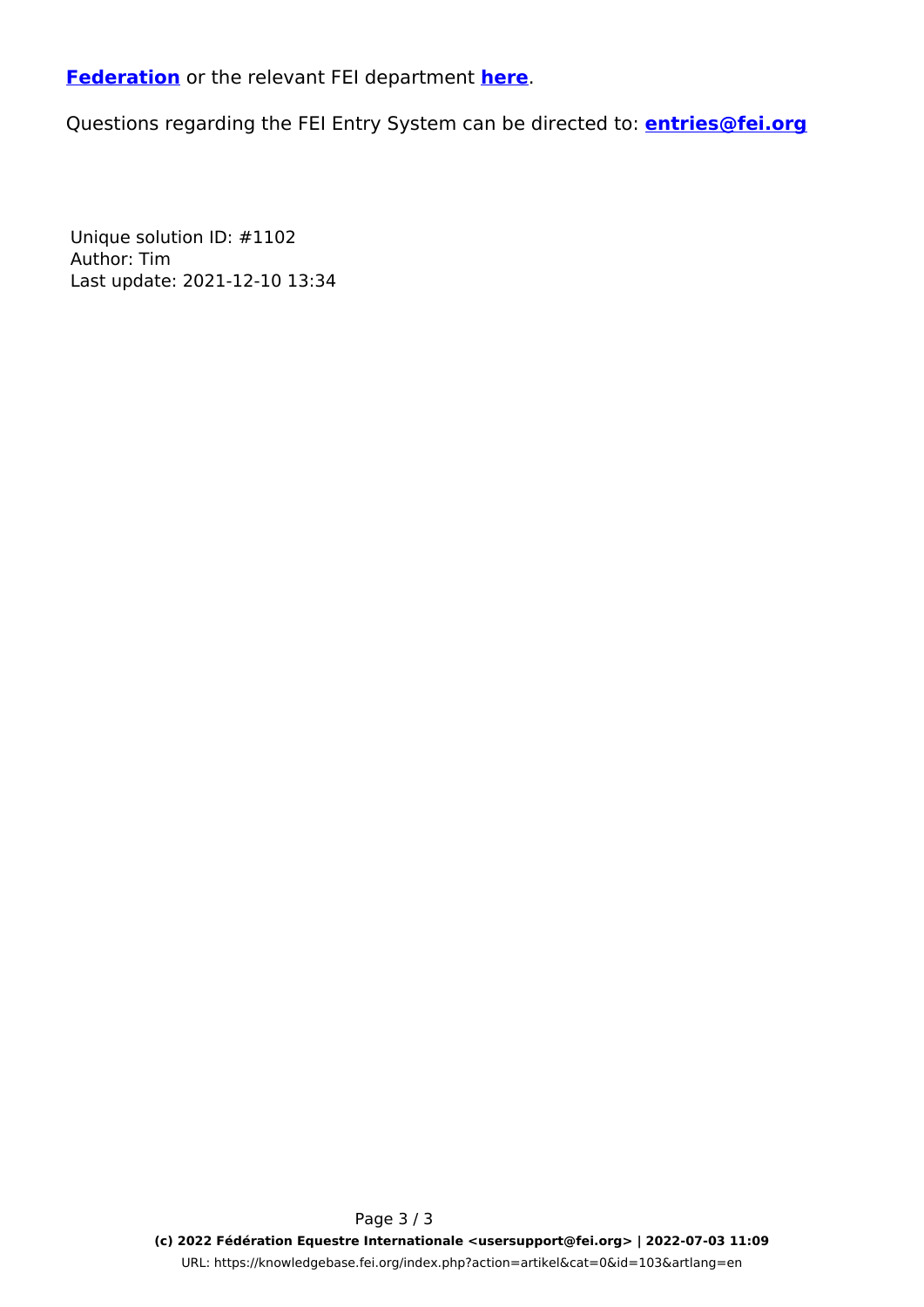**Federation** or the relevant FEI department **here**.

Questions regarding the FEI Entry System can be directed to: **entries@fei.org**

Unique solution ID: #1102
Author: Tim
Last update: 2021-12-10 13:34